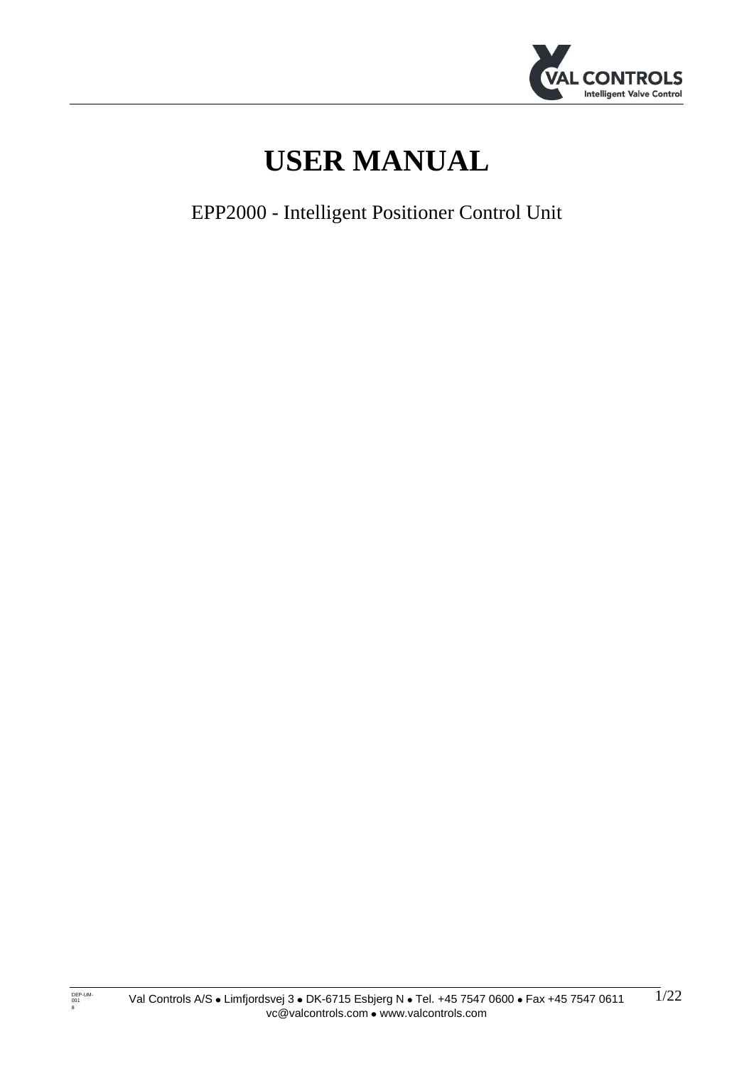# USER MANUAL

EPP2000 - Intelligent Positioner Control Unit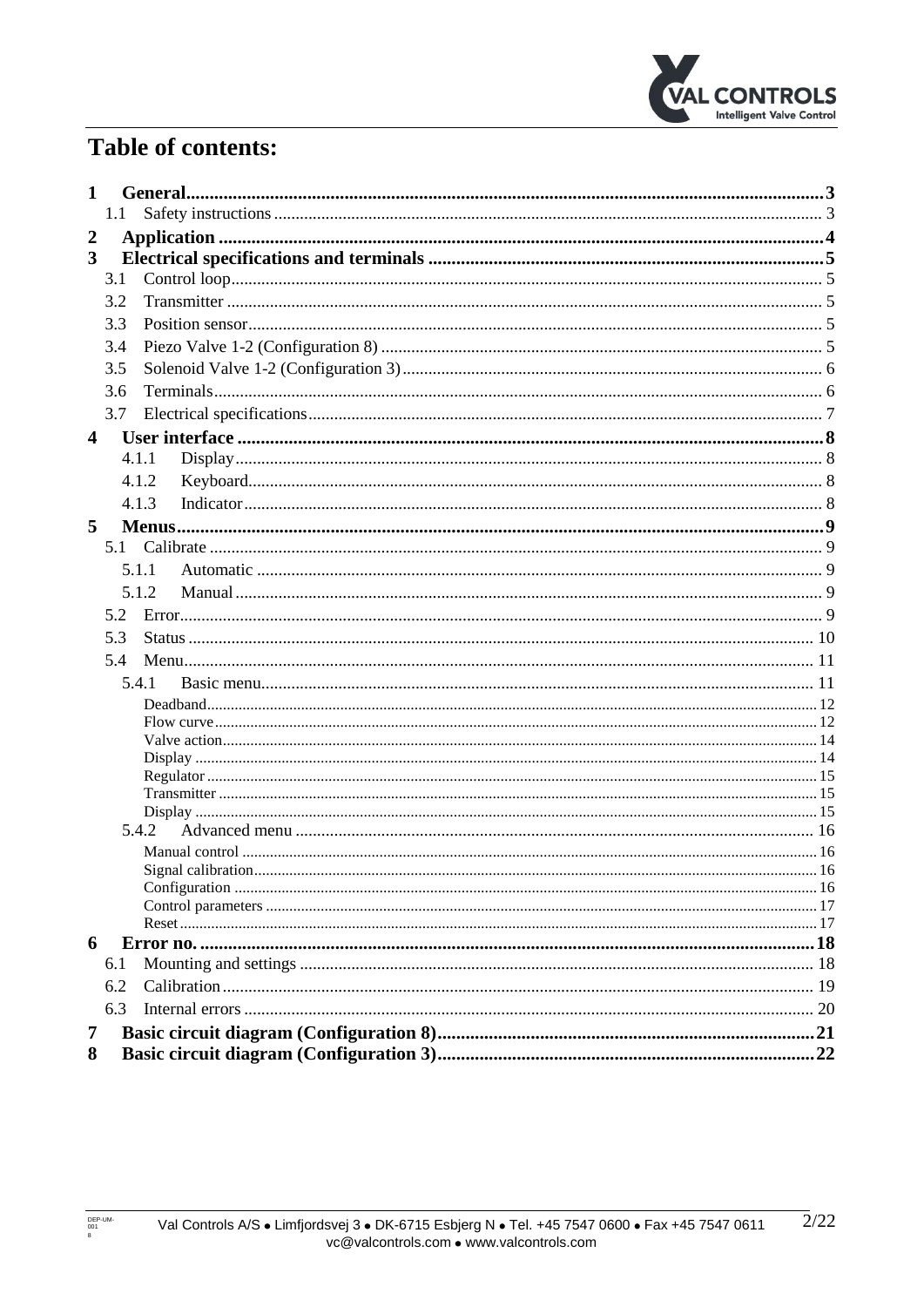# Table of contents:

- **1 General** ... 3
  - 1.1 Safety instructions ... 3
- **2 Application** ... 4
- **3 Electrical specifications and terminals** ... 5
  - 3.1 Control loop ... 5
  - 3.2 Transmitter ... 5
  - 3.3 Position sensor ... 5
  - 3.4 Piezo Valve 1-2 (Configuration 8) ... 5
  - 3.5 Solenoid Valve 1-2 (Configuration 3) ... 6
  - 3.6 Terminals ... 6
  - 3.7 Electrical specifications ... 7
- **4 User interface** ... 8
  - 4.1.1 Display ... 8
  - 4.1.2 Keyboard ... 8
  - 4.1.3 Indicator ... 8
- **5 Menus** ... 9
  - 5.1 Calibrate ... 9
    - 5.1.1 Automatic ... 9
    - 5.1.2 Manual ... 9
  - 5.2 Error ... 9
  - 5.3 Status ... 10
  - 5.4 Menu ... 11
    - 5.4.1 Basic menu ... 11
      - Deadband ... 12
      - Flow curve ... 12
      - Valve action ... 14
      - Display ... 14
      - Regulator ... 15
      - Transmitter ... 15
      - Display ... 15
    - 5.4.2 Advanced menu ... 16
      - Manual control ... 16
      - Signal calibration ... 16
      - Configuration ... 16
      - Control parameters ... 17
      - Reset ... 17
- **6 Error no.** ... 18
  - 6.1 Mounting and settings ... 18
  - 6.2 Calibration ... 19
  - 6.3 Internal errors ... 20
- **7 Basic circuit diagram (Configuration 8)** ... 21
- **8 Basic circuit diagram (Configuration 3)** ... 22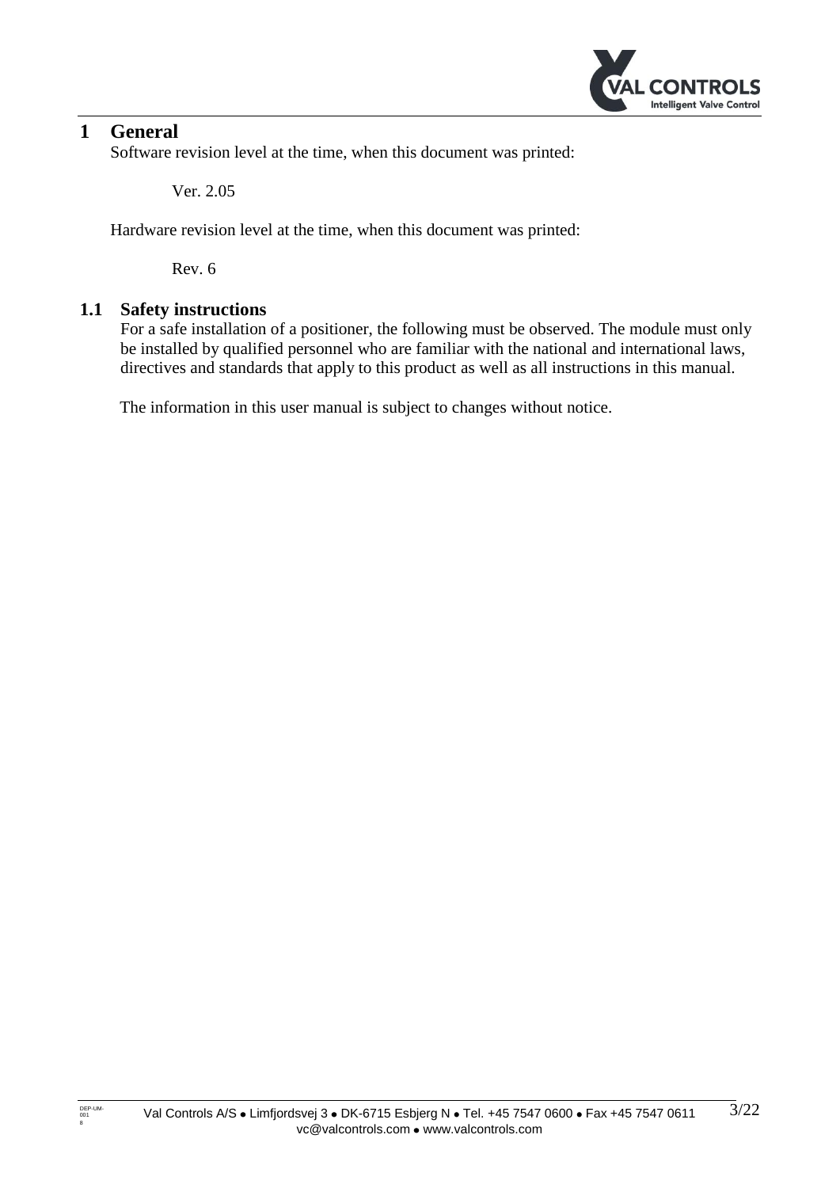# 1 General

Software revision level at the time, when this document was printed:

Ver. 2.05

Hardware revision level at the time, when this document was printed:

Rev. 6

## 1.1 Safety instructions

For a safe installation of a positioner, the following must be observed. The module must only be installed by qualified personnel who are familiar with the national and international laws, directives and standards that apply to this product as well as all instructions in this manual.

The information in this user manual is subject to changes without notice.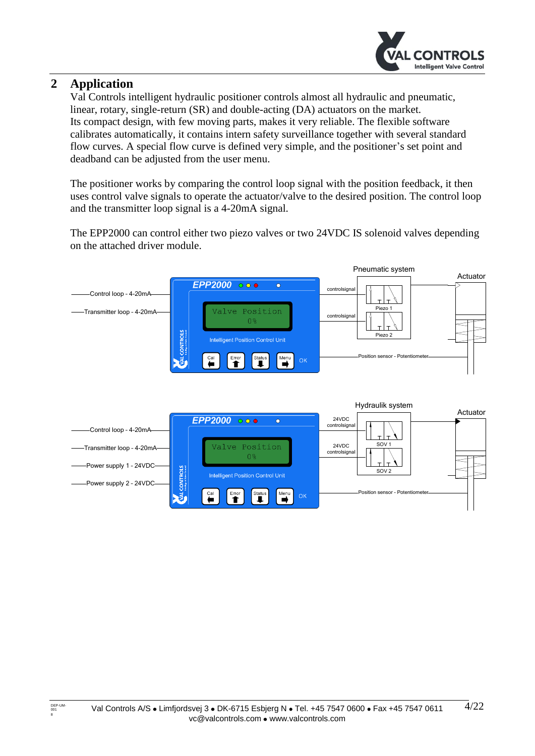## 2 Application

Val Controls intelligent hydraulic positioner controls almost all hydraulic and pneumatic, linear, rotary, single-return (SR) and double-acting (DA) actuators on the market.
Its compact design, with few moving parts, makes it very reliable. The flexible software calibrates automatically, it contains intern safety surveillance together with several standard flow curves. A special flow curve is defined very simple, and the positioner's set point and deadband can be adjusted from the user menu.

The positioner works by comparing the control loop signal with the position feedback, it then uses control valve signals to operate the actuator/valve to the desired position. The control loop and the transmitter loop signal is a 4-20mA signal.

The EPP2000 can control either two piezo valves or two 24VDC IS solenoid valves depending on the attached driver module.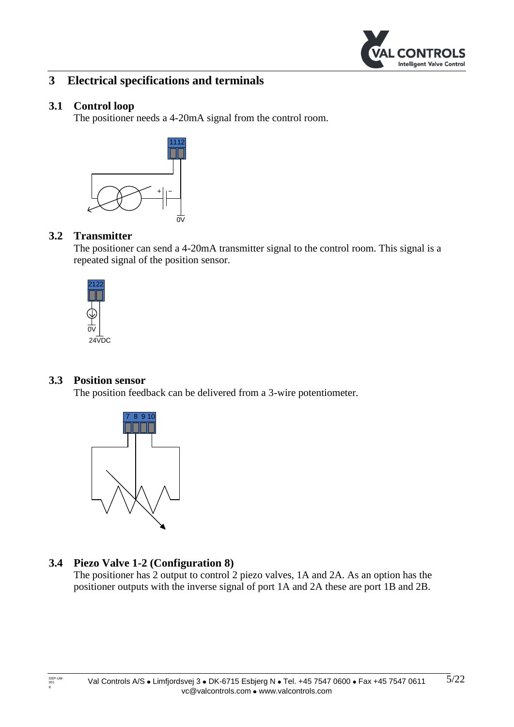# 3 Electrical specifications and terminals

## 3.1 Control loop

The positioner needs a 4-20mA signal from the control room.

## 3.2 Transmitter

The positioner can send a 4-20mA transmitter signal to the control room. This signal is a repeated signal of the position sensor.

## 3.3 Position sensor

The position feedback can be delivered from a 3-wire potentiometer.

## 3.4 Piezo Valve 1-2 (Configuration 8)

The positioner has 2 output to control 2 piezo valves, 1A and 2A. As an option has the positioner outputs with the inverse signal of port 1A and 2A these are port 1B and 2B.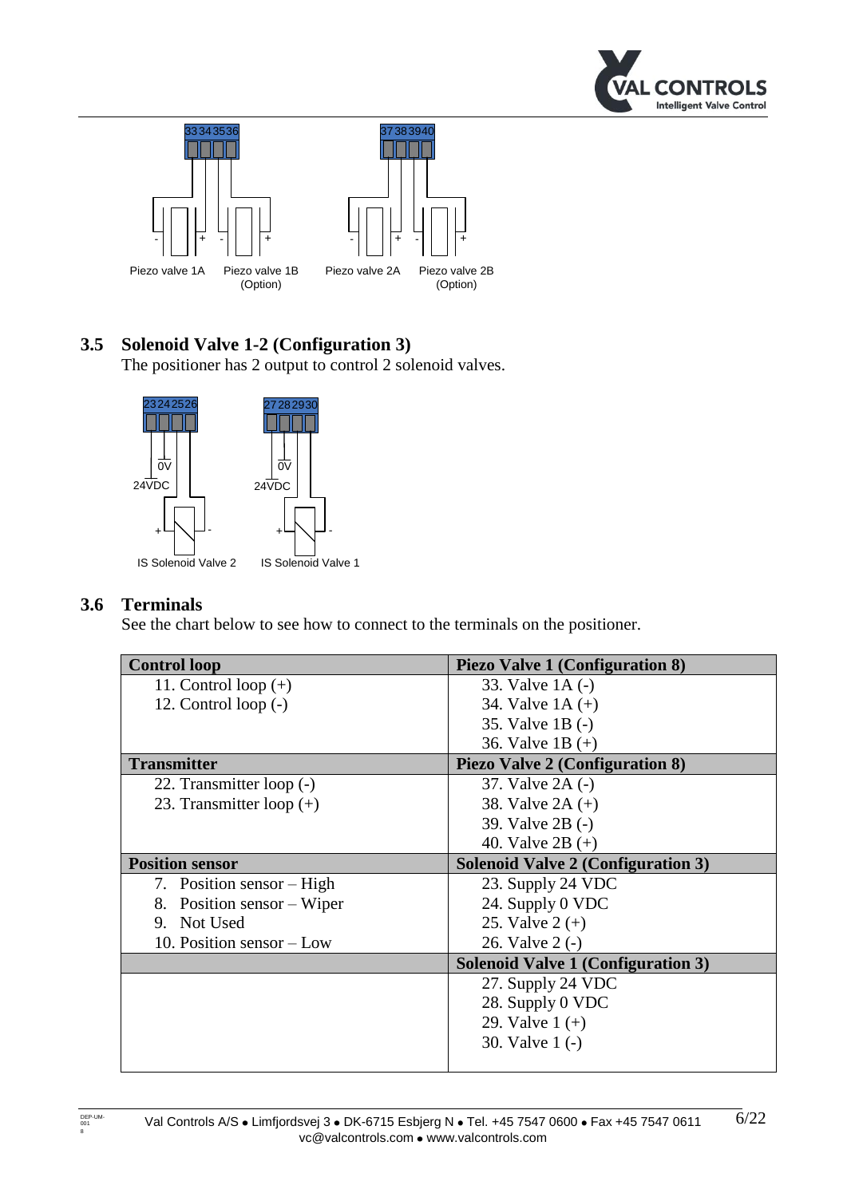33 34 35 36

Piezo valve 1A Piezo valve 1B (Option)

37 38 39 40

Piezo valve 2A Piezo valve 2B (Option)

### 3.5 Solenoid Valve 1-2 (Configuration 3)

The positioner has 2 output to control 2 solenoid valves.

23 24 25 26 — 0V, 24VDC — IS Solenoid Valve 2

27 28 29 30 — 0V, 24VDC — IS Solenoid Valve 1

### 3.6 Terminals

See the chart below to see how to connect to the terminals on the positioner.

| Control loop | Piezo Valve 1 (Configuration 8) |
|---|---|
| 11. Control loop (+) | 33. Valve 1A (-) |
| 12. Control loop (-) | 34. Valve 1A (+) |
| | 35. Valve 1B (-) |
| | 36. Valve 1B (+) |
| **Transmitter** | **Piezo Valve 2 (Configuration 8)** |
| 22. Transmitter loop (-) | 37. Valve 2A (-) |
| 23. Transmitter loop (+) | 38. Valve 2A (+) |
| | 39. Valve 2B (-) |
| | 40. Valve 2B (+) |
| **Position sensor** | **Solenoid Valve 2 (Configuration 3)** |
| 7. Position sensor – High | 23. Supply 24 VDC |
| 8. Position sensor – Wiper | 24. Supply 0 VDC |
| 9. Not Used | 25. Valve 2 (+) |
| 10. Position sensor – Low | 26. Valve 2 (-) |
| | **Solenoid Valve 1 (Configuration 3)** |
| | 27. Supply 24 VDC |
| | 28. Supply 0 VDC |
| | 29. Valve 1 (+) |
| | 30. Valve 1 (-) |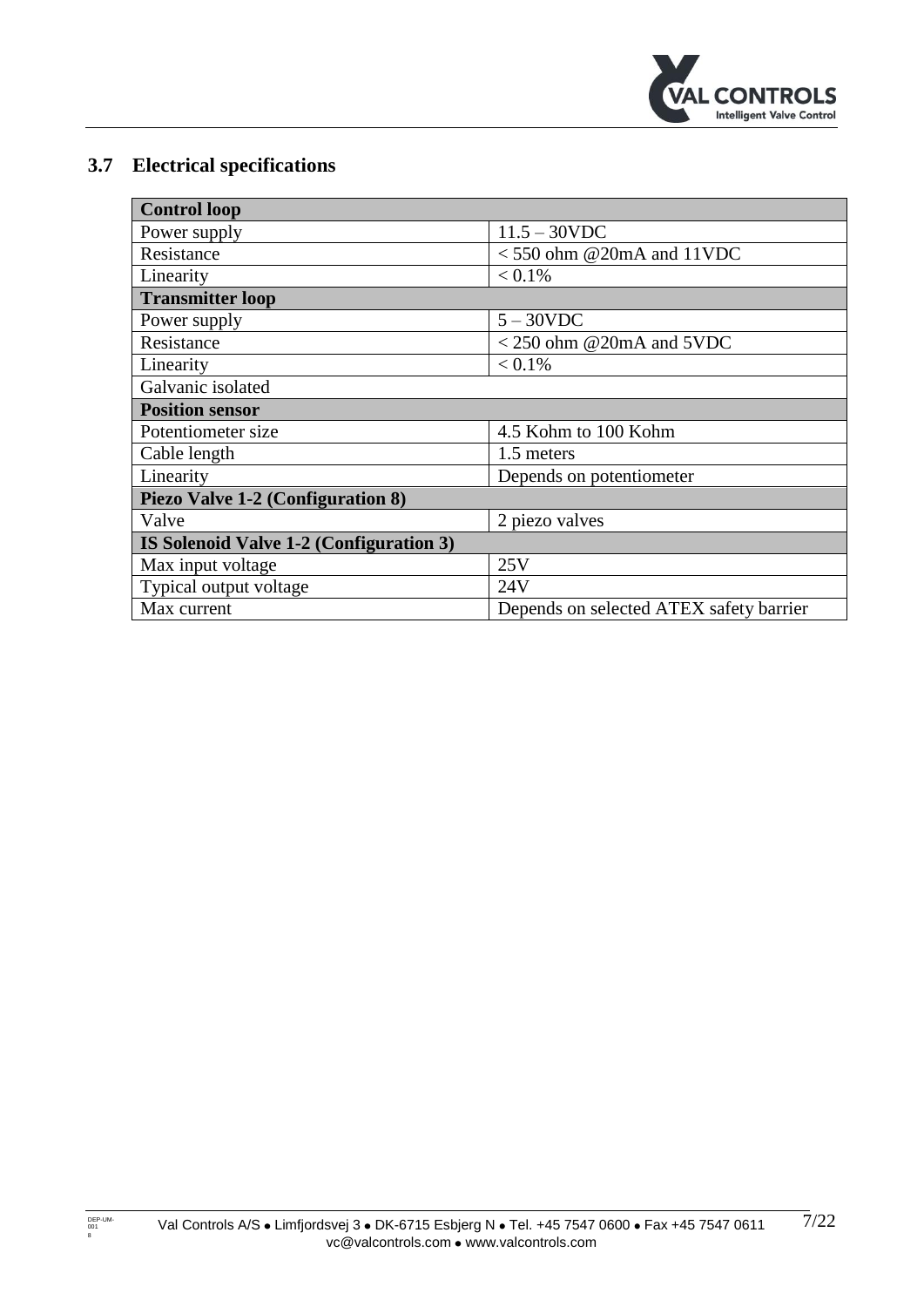## 3.7 Electrical specifications

| **Control loop** | |
|---|---|
| Power supply | 11.5 – 30VDC |
| Resistance | < 550 ohm @20mA and 11VDC |
| Linearity | < 0.1% |
| **Transmitter loop** | |
| Power supply | 5 – 30VDC |
| Resistance | < 250 ohm @20mA and 5VDC |
| Linearity | < 0.1% |
| Galvanic isolated | |
| **Position sensor** | |
| Potentiometer size | 4.5 Kohm to 100 Kohm |
| Cable length | 1.5 meters |
| Linearity | Depends on potentiometer |
| **Piezo Valve 1-2 (Configuration 8)** | |
| Valve | 2 piezo valves |
| **IS Solenoid Valve 1-2 (Configuration 3)** | |
| Max input voltage | 25V |
| Typical output voltage | 24V |
| Max current | Depends on selected ATEX safety barrier |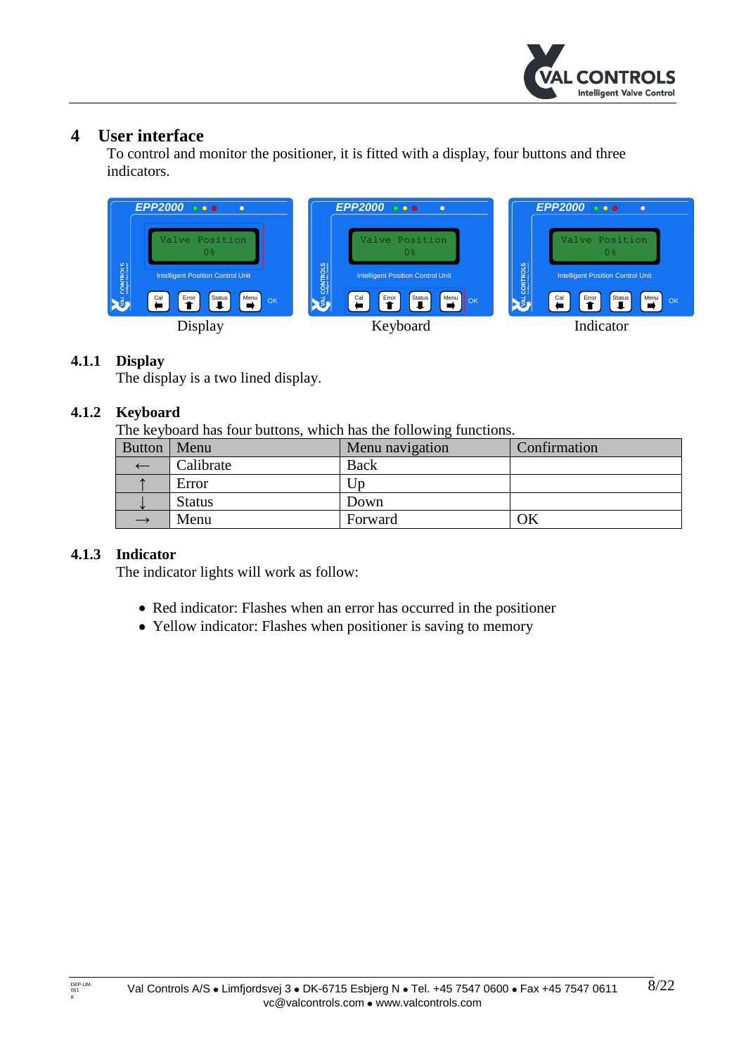# 4 User interface

To control and monitor the positioner, it is fitted with a display, four buttons and three indicators.

Display

Keyboard

Indicator

### 4.1.1 Display

The display is a two lined display.

### 4.1.2 Keyboard

The keyboard has four buttons, which has the following functions.

| Button | Menu | Menu navigation | Confirmation |
|---|---|---|---|
| ← | Calibrate | Back | |
| ↑ | Error | Up | |
| ↓ | Status | Down | |
| → | Menu | Forward | OK |

### 4.1.3 Indicator

The indicator lights will work as follow:

- Red indicator: Flashes when an error has occurred in the positioner
- Yellow indicator: Flashes when positioner is saving to memory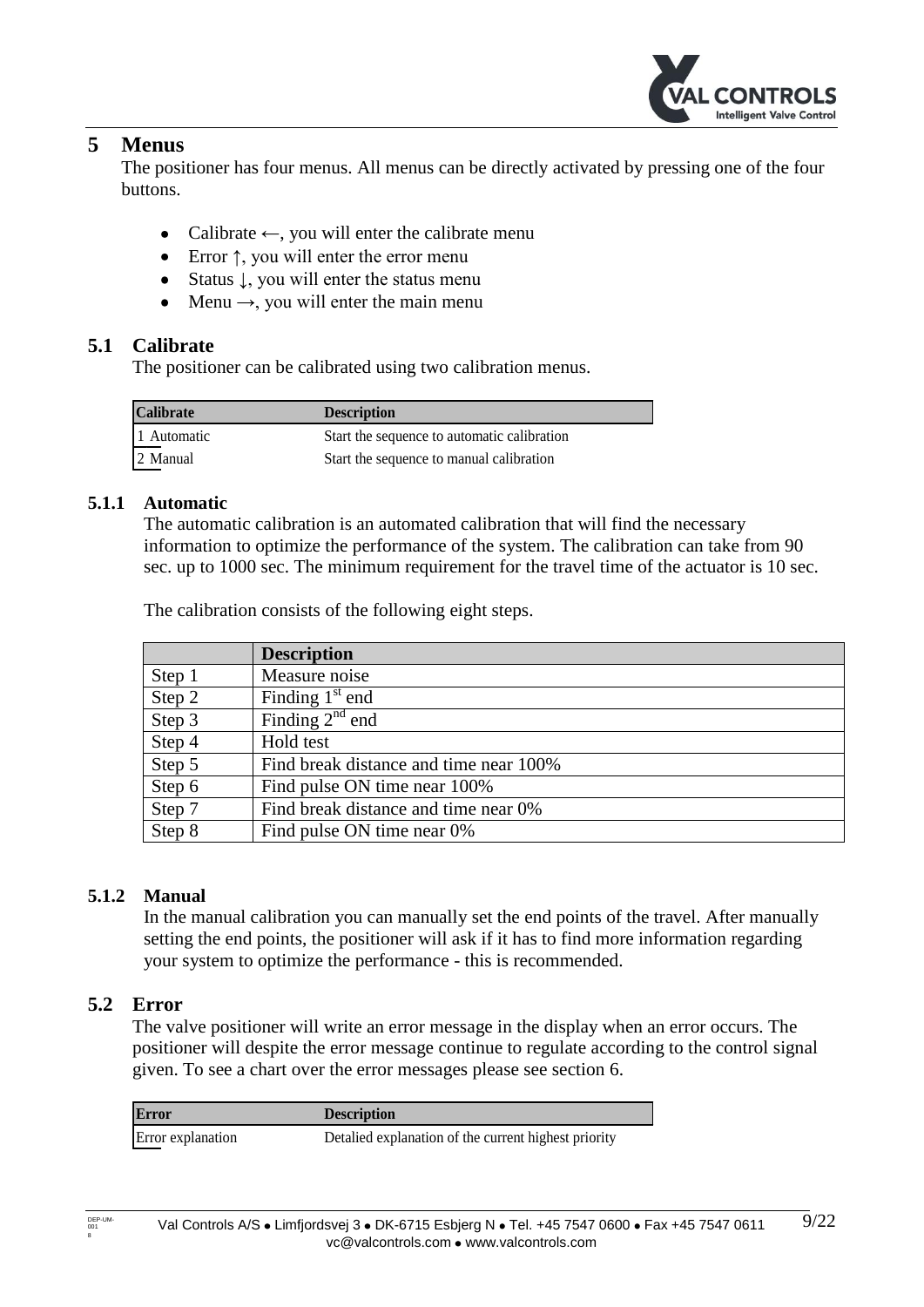# 5 Menus

The positioner has four menus. All menus can be directly activated by pressing one of the four buttons.

- Calibrate ←, you will enter the calibrate menu
- Error ↑, you will enter the error menu
- Status ↓, you will enter the status menu
- Menu →, you will enter the main menu

## 5.1 Calibrate

The positioner can be calibrated using two calibration menus.

| Calibrate | Description |
|---|---|
| 1 Automatic | Start the sequence to automatic calibration |
| 2 Manual | Start the sequence to manual calibration |

### 5.1.1 Automatic

The automatic calibration is an automated calibration that will find the necessary information to optimize the performance of the system. The calibration can take from 90 sec. up to 1000 sec. The minimum requirement for the travel time of the actuator is 10 sec.

The calibration consists of the following eight steps.

| | Description |
|---|---|
| Step 1 | Measure noise |
| Step 2 | Finding 1st end |
| Step 3 | Finding 2nd end |
| Step 4 | Hold test |
| Step 5 | Find break distance and time near 100% |
| Step 6 | Find pulse ON time near 100% |
| Step 7 | Find break distance and time near 0% |
| Step 8 | Find pulse ON time near 0% |

### 5.1.2 Manual

In the manual calibration you can manually set the end points of the travel. After manually setting the end points, the positioner will ask if it has to find more information regarding your system to optimize the performance - this is recommended.

## 5.2 Error

The valve positioner will write an error message in the display when an error occurs. The positioner will despite the error message continue to regulate according to the control signal given. To see a chart over the error messages please see section 6.

| Error | Description |
|---|---|
| Error explanation | Detalied explanation of the current highest priority |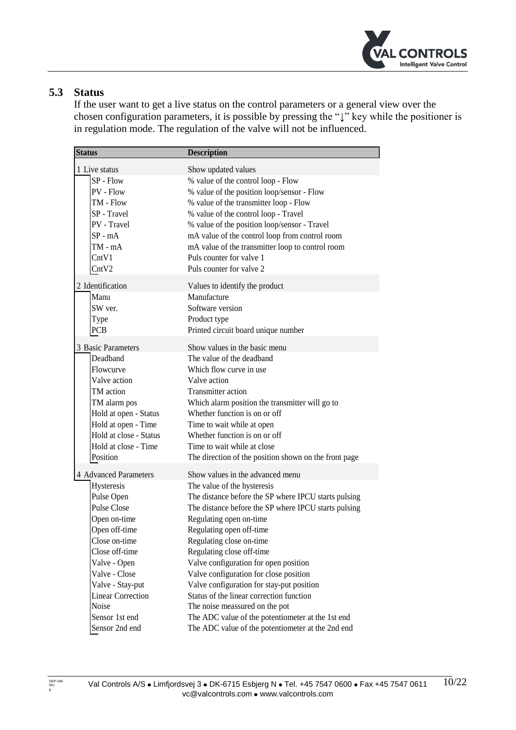## 5.3 Status

If the user want to get a live status on the control parameters or a general view over the chosen configuration parameters, it is possible by pressing the "↓" key while the positioner is in regulation mode. The regulation of the valve will not be influenced.

| Status | Description |
|---|---|
| 1 Live status | Show updated values |
| SP - Flow | % value of the control loop - Flow |
| PV - Flow | % value of the position loop/sensor - Flow |
| TM - Flow | % value of the transmitter loop - Flow |
| SP - Travel | % value of the control loop - Travel |
| PV - Travel | % value of the position loop/sensor - Travel |
| SP - mA | mA value of the control loop from control room |
| TM - mA | mA value of the transmitter loop to control room |
| CntV1 | Puls counter for valve 1 |
| CntV2 | Puls counter for valve 2 |
| 2 Identification | Values to identify the product |
| Manu | Manufacture |
| SW ver. | Software version |
| Type | Product type |
| PCB | Printed circuit board unique number |
| 3 Basic Parameters | Show values in the basic menu |
| Deadband | The value of the deadband |
| Flowcurve | Which flow curve in use |
| Valve action | Valve action |
| TM action | Transmitter action |
| TM alarm pos | Which alarm position the transmitter will go to |
| Hold at open - Status | Whether function is on or off |
| Hold at open - Time | Time to wait while at open |
| Hold at close - Status | Whether function is on or off |
| Hold at close - Time | Time to wait while at close |
| Position | The direction of the position shown on the front page |
| 4 Advanced Parameters | Show values in the advanced menu |
| Hysteresis | The value of the hysteresis |
| Pulse Open | The distance before the SP where IPCU starts pulsing |
| Pulse Close | The distance before the SP where IPCU starts pulsing |
| Open on-time | Regulating open on-time |
| Open off-time | Regulating open off-time |
| Close on-time | Regulating close on-time |
| Close off-time | Regulating close off-time |
| Valve - Open | Valve configuration for open position |
| Valve - Close | Valve configuration for close position |
| Valve - Stay-put | Valve configuration for stay-put position |
| Linear Correction | Status of the linear correction function |
| Noise | The noise meassured on the pot |
| Sensor 1st end | The ADC value of the potentiometer at the 1st end |
| Sensor 2nd end | The ADC value of the potentiometer at the 2nd end |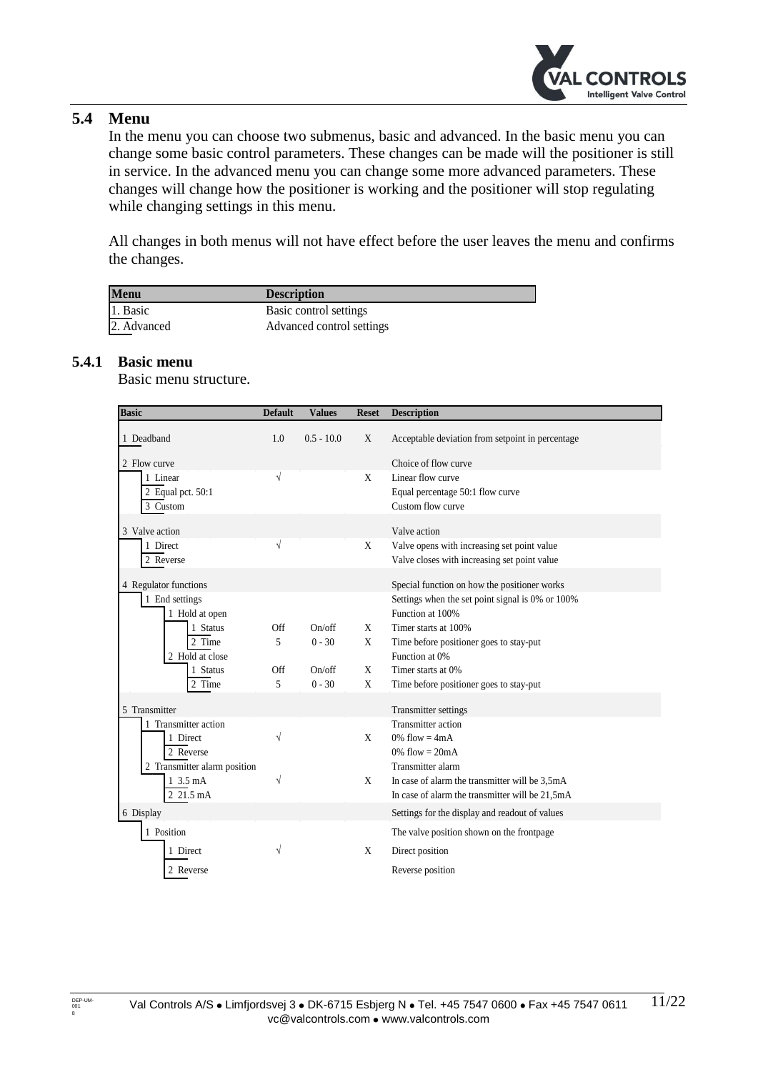## 5.4 Menu

In the menu you can choose two submenus, basic and advanced. In the basic menu you can change some basic control parameters. These changes can be made will the positioner is still in service. In the advanced menu you can change some more advanced parameters. These changes will change how the positioner is working and the positioner will stop regulating while changing settings in this menu.

All changes in both menus will not have effect before the user leaves the menu and confirms the changes.

| Menu | Description |
|---|---|
| 1. Basic | Basic control settings |
| 2. Advanced | Advanced control settings |

### 5.4.1 Basic menu

Basic menu structure.

| Basic | Default | Values | Reset | Description |
|---|---|---|---|---|
| 1 Deadband | 1.0 | 0.5 - 10.0 | X | Acceptable deviation from setpoint in percentage |
| 2 Flow curve | | | | Choice of flow curve |
| 1 Linear | √ | | X | Linear flow curve |
| 2 Equal pct. 50:1 | | | | Equal percentage 50:1 flow curve |
| 3 Custom | | | | Custom flow curve |
| 3 Valve action | | | | Valve action |
| 1 Direct | √ | | X | Valve opens with increasing set point value |
| 2 Reverse | | | | Valve closes with increasing set point value |
| 4 Regulator functions | | | | Special function on how the positioner works |
| 1 End settings | | | | Settings when the set point signal is 0% or 100% |
| 1 Hold at open | | | | Function at 100% |
| 1 Status | Off | On/off | X | Timer starts at 100% |
| 2 Time | 5 | 0 - 30 | X | Time before positioner goes to stay-put |
| 2 Hold at close | | | | Function at 0% |
| 1 Status | Off | On/off | X | Timer starts at 0% |
| 2 Time | 5 | 0 - 30 | X | Time before positioner goes to stay-put |
| 5 Transmitter | | | | Transmitter settings |
| 1 Transmitter action | | | | Transmitter action |
| 1 Direct | √ | | X | 0% flow = 4mA |
| 2 Reverse | | | | 0% flow = 20mA |
| 2 Transmitter alarm position | | | | Transmitter alarm |
| 1 3.5 mA | √ | | X | In case of alarm the transmitter will be 3,5mA |
| 2 21.5 mA | | | | In case of alarm the transmitter will be 21,5mA |
| 6 Display | | | | Settings for the display and readout of values |
| 1 Position | | | | The valve position shown on the frontpage |
| 1 Direct | √ | | X | Direct position |
| 2 Reverse | | | | Reverse position |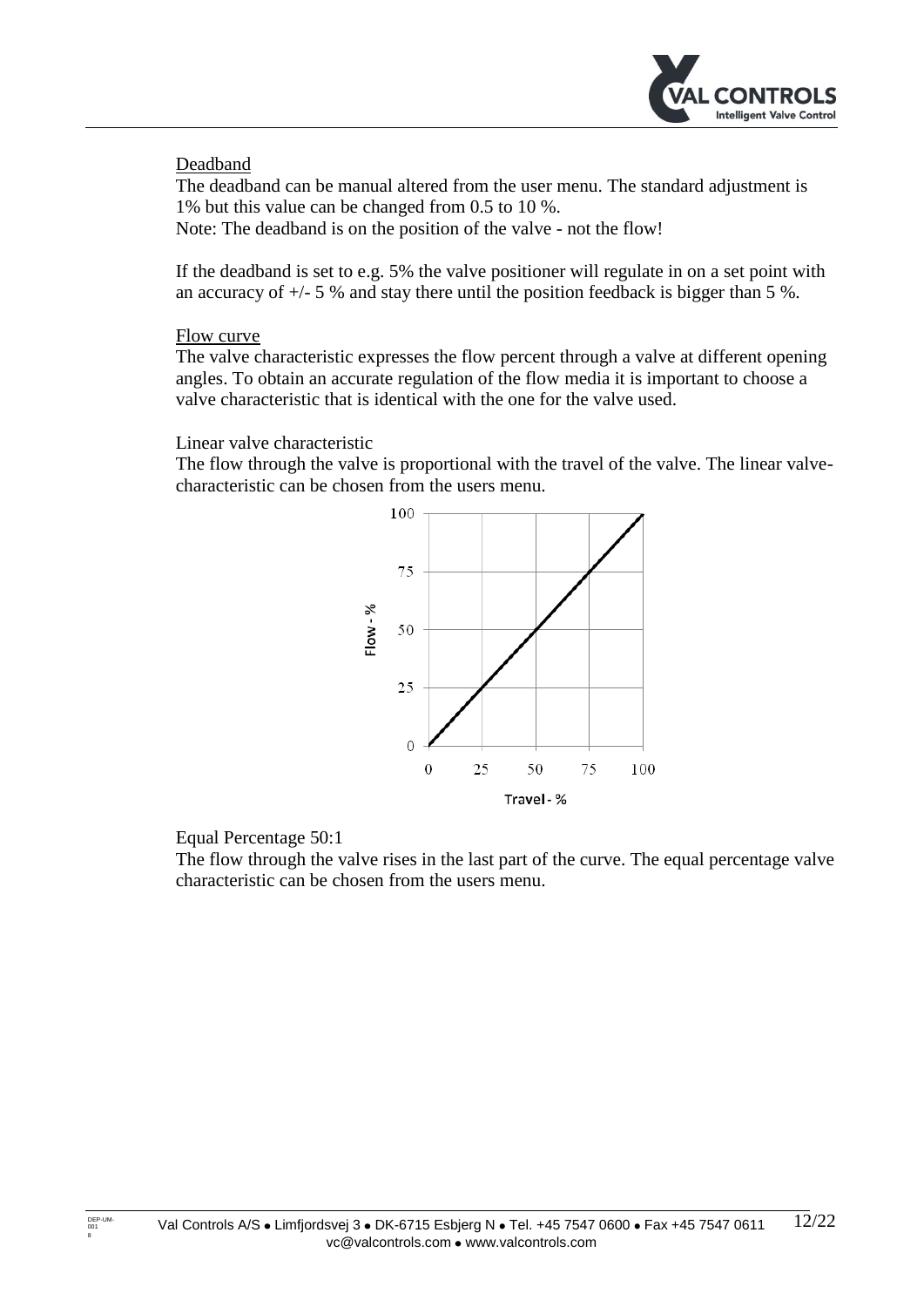Deadband

The deadband can be manual altered from the user menu. The standard adjustment is 1% but this value can be changed from 0.5 to 10 %.

Note: The deadband is on the position of the valve - not the flow!

If the deadband is set to e.g. 5% the valve positioner will regulate in on a set point with an accuracy of +/- 5 % and stay there until the position feedback is bigger than 5 %.

Flow curve

The valve characteristic expresses the flow percent through a valve at different opening angles. To obtain an accurate regulation of the flow media it is important to choose a valve characteristic that is identical with the one for the valve used.

Linear valve characteristic

The flow through the valve is proportional with the travel of the valve. The linear valve-characteristic can be chosen from the users menu.

Equal Percentage 50:1

The flow through the valve rises in the last part of the curve. The equal percentage valve characteristic can be chosen from the users menu.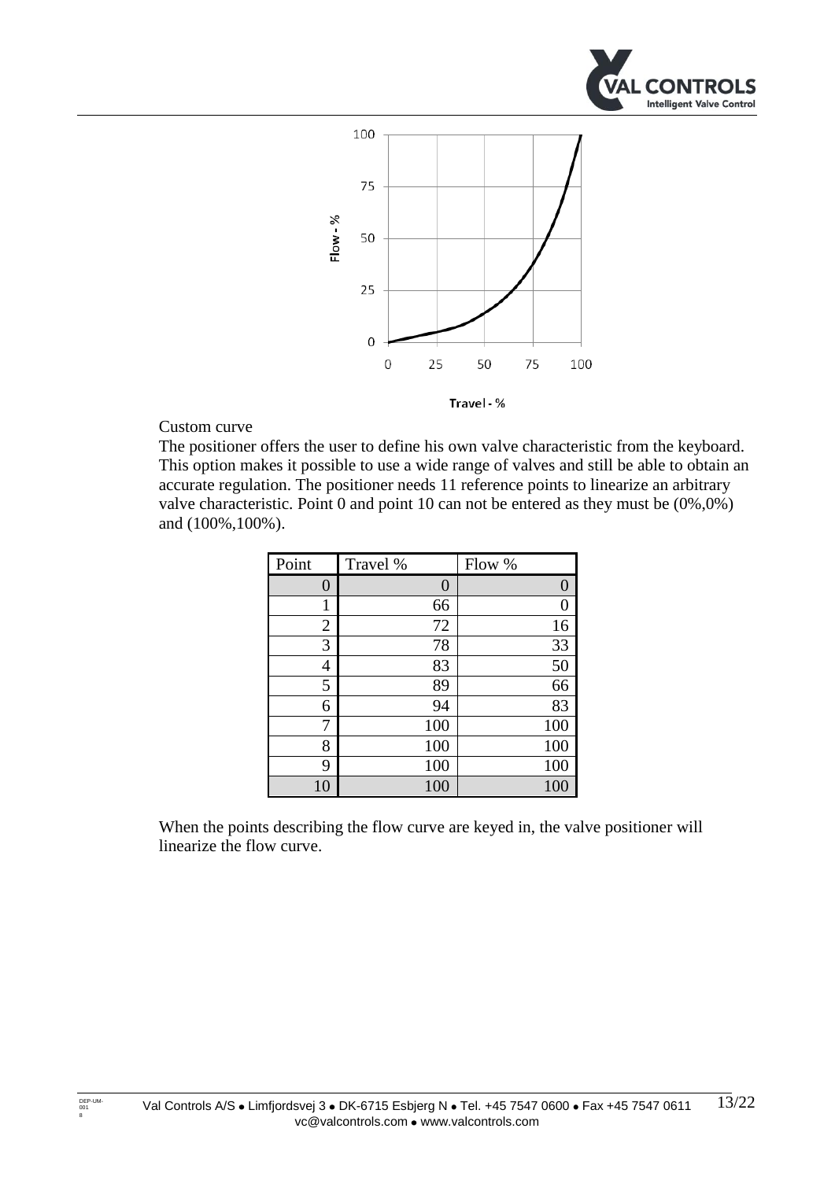Custom curve

The positioner offers the user to define his own valve characteristic from the keyboard. This option makes it possible to use a wide range of valves and still be able to obtain an accurate regulation. The positioner needs 11 reference points to linearize an arbitrary valve characteristic. Point 0 and point 10 can not be entered as they must be (0%,0%) and (100%,100%).

| Point | Travel % | Flow % |
|---|---|---|
| 0 | 0 | 0 |
| 1 | 66 | 0 |
| 2 | 72 | 16 |
| 3 | 78 | 33 |
| 4 | 83 | 50 |
| 5 | 89 | 66 |
| 6 | 94 | 83 |
| 7 | 100 | 100 |
| 8 | 100 | 100 |
| 9 | 100 | 100 |
| 10 | 100 | 100 |

When the points describing the flow curve are keyed in, the valve positioner will linearize the flow curve.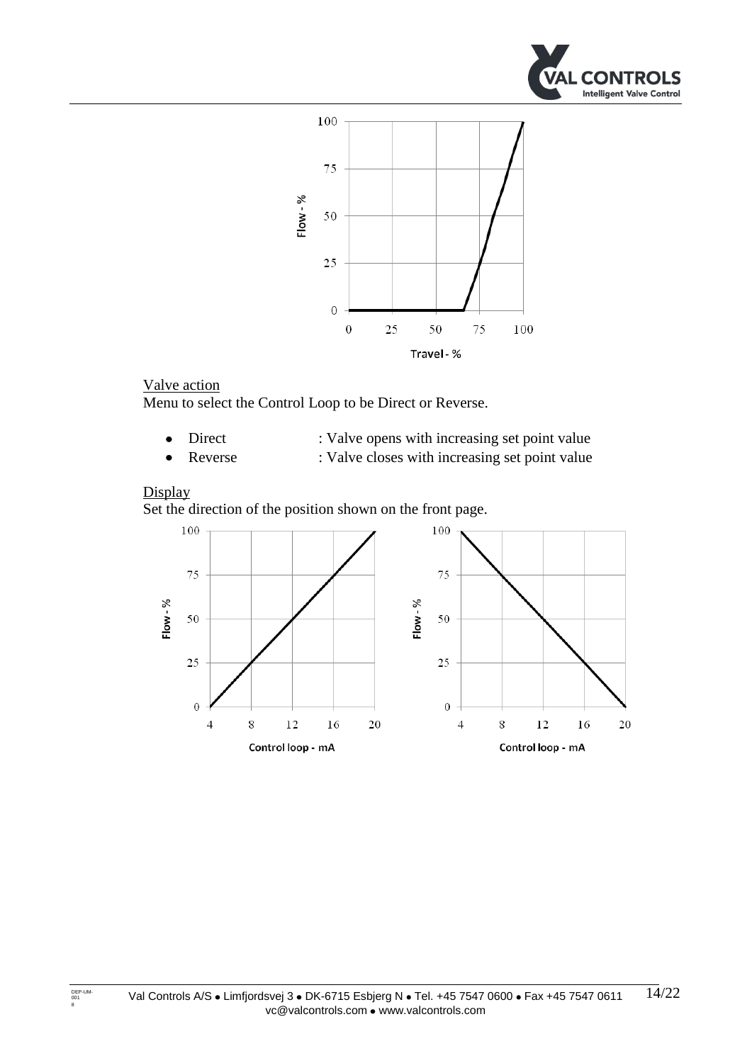Valve action

Menu to select the Control Loop to be Direct or Reverse.

- Direct : Valve opens with increasing set point value
- Reverse : Valve closes with increasing set point value

Display

Set the direction of the position shown on the front page.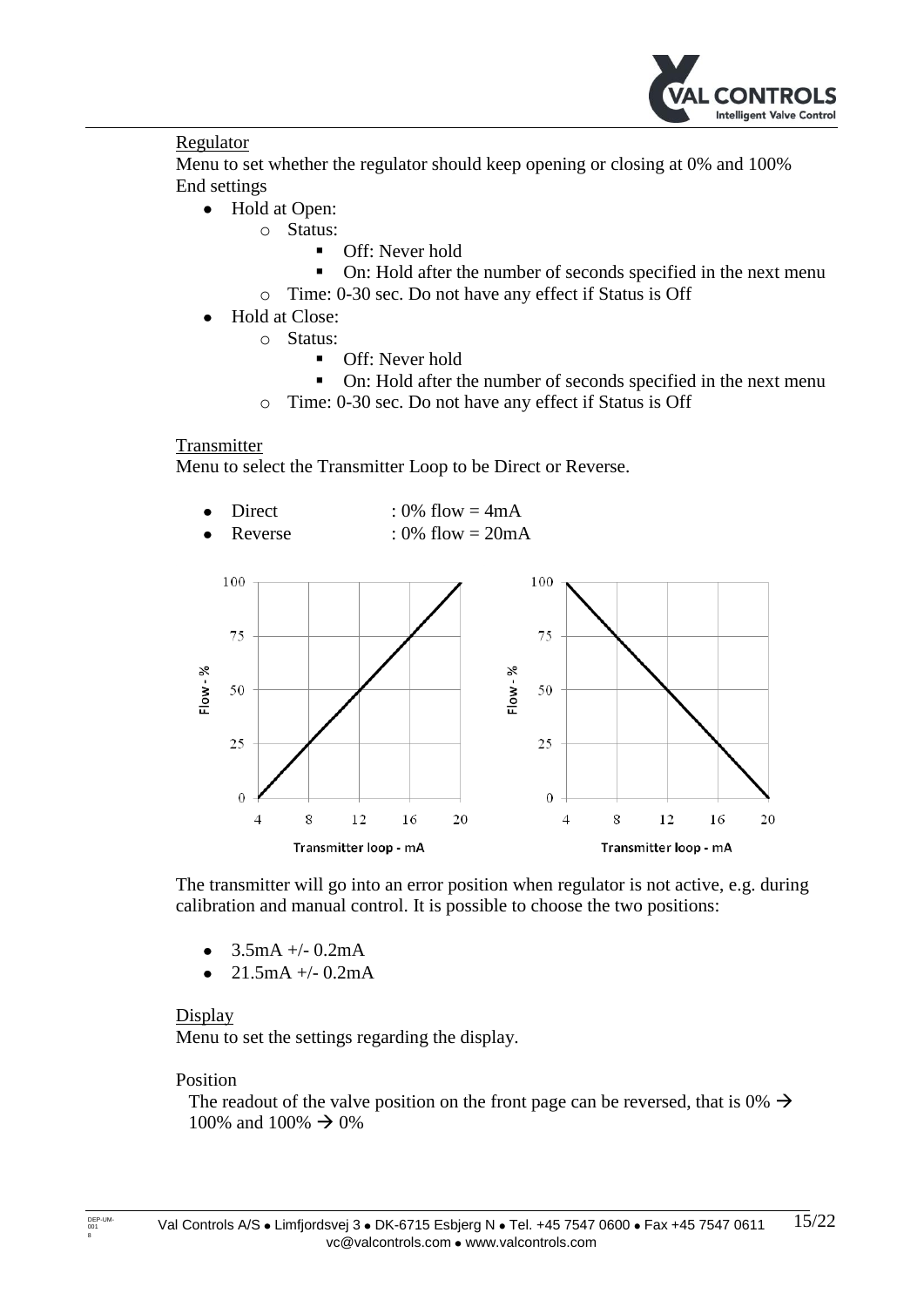Regulator

Menu to set whether the regulator should keep opening or closing at 0% and 100% End settings

- Hold at Open:
  - Status:
    - Off: Never hold
    - On: Hold after the number of seconds specified in the next menu
  - Time: 0-30 sec. Do not have any effect if Status is Off
- Hold at Close:
  - Status:
    - Off: Never hold
    - On: Hold after the number of seconds specified in the next menu
  - Time: 0-30 sec. Do not have any effect if Status is Off

Transmitter

Menu to select the Transmitter Loop to be Direct or Reverse.

- Direct : 0% flow = 4mA
- Reverse : 0% flow = 20mA

The transmitter will go into an error position when regulator is not active, e.g. during calibration and manual control. It is possible to choose the two positions:

- 3.5mA +/- 0.2mA
- 21.5mA +/- 0.2mA

Display

Menu to set the settings regarding the display.

Position

The readout of the valve position on the front page can be reversed, that is 0% → 100% and 100% → 0%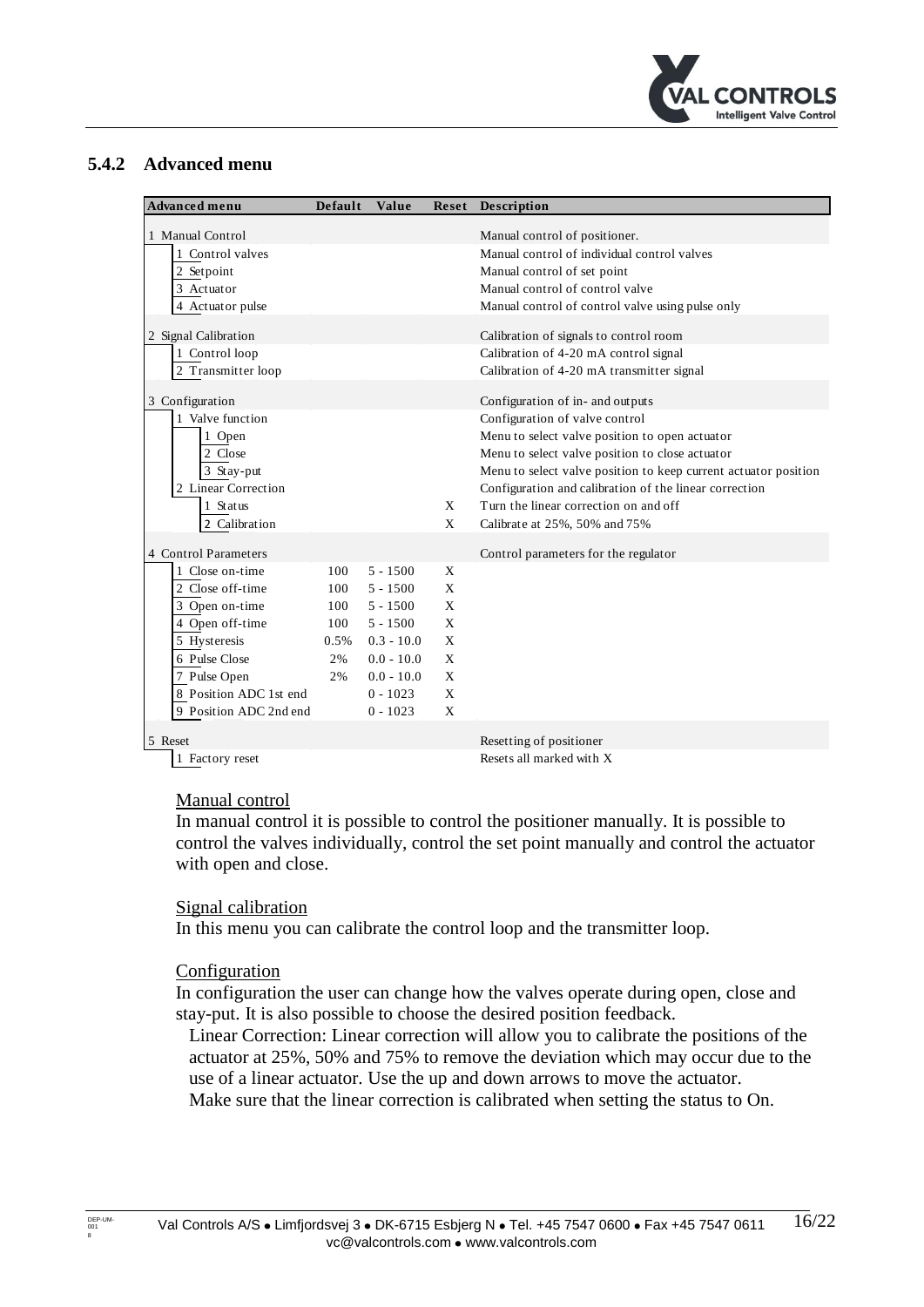### 5.4.2 Advanced menu

| Advanced menu | Default | Value | Reset | Description |
|---|---|---|---|---|
| 1 Manual Control | | | | Manual control of positioner. |
| 1 Control valves | | | | Manual control of individual control valves |
| 2 Setpoint | | | | Manual control of set point |
| 3 Actuator | | | | Manual control of control valve |
| 4 Actuator pulse | | | | Manual control of control valve using pulse only |
| 2 Signal Calibration | | | | Calibration of signals to control room |
| 1 Control loop | | | | Calibration of 4-20 mA control signal |
| 2 Transmitter loop | | | | Calibration of 4-20 mA transmitter signal |
| 3 Configuration | | | | Configuration of in- and outputs |
| 1 Valve function | | | | Configuration of valve control |
| 1 Open | | | | Menu to select valve position to open actuator |
| 2 Close | | | | Menu to select valve position to close actuator |
| 3 Stay-put | | | | Menu to select valve position to keep current actuator position |
| 2 Linear Correction | | | | Configuration and calibration of the linear correction |
| 1 Status | | | X | Turn the linear correction on and off |
| 2 Calibration | | | X | Calibrate at 25%, 50% and 75% |
| 4 Control Parameters | | | | Control parameters for the regulator |
| 1 Close on-time | 100 | 5 - 1500 | X | |
| 2 Close off-time | 100 | 5 - 1500 | X | |
| 3 Open on-time | 100 | 5 - 1500 | X | |
| 4 Open off-time | 100 | 5 - 1500 | X | |
| 5 Hysteresis | 0.5% | 0.3 - 10.0 | X | |
| 6 Pulse Close | 2% | 0.0 - 10.0 | X | |
| 7 Pulse Open | 2% | 0.0 - 10.0 | X | |
| 8 Position ADC 1st end | | 0 - 1023 | X | |
| 9 Position ADC 2nd end | | 0 - 1023 | X | |
| 5 Reset | | | | Resetting of positioner |
| 1 Factory reset | | | | Resets all marked with X |

Manual control

In manual control it is possible to control the positioner manually. It is possible to control the valves individually, control the set point manually and control the actuator with open and close.

Signal calibration

In this menu you can calibrate the control loop and the transmitter loop.

Configuration

In configuration the user can change how the valves operate during open, close and stay-put. It is also possible to choose the desired position feedback.

Linear Correction: Linear correction will allow you to calibrate the positions of the actuator at 25%, 50% and 75% to remove the deviation which may occur due to the use of a linear actuator. Use the up and down arrows to move the actuator.
Make sure that the linear correction is calibrated when setting the status to On.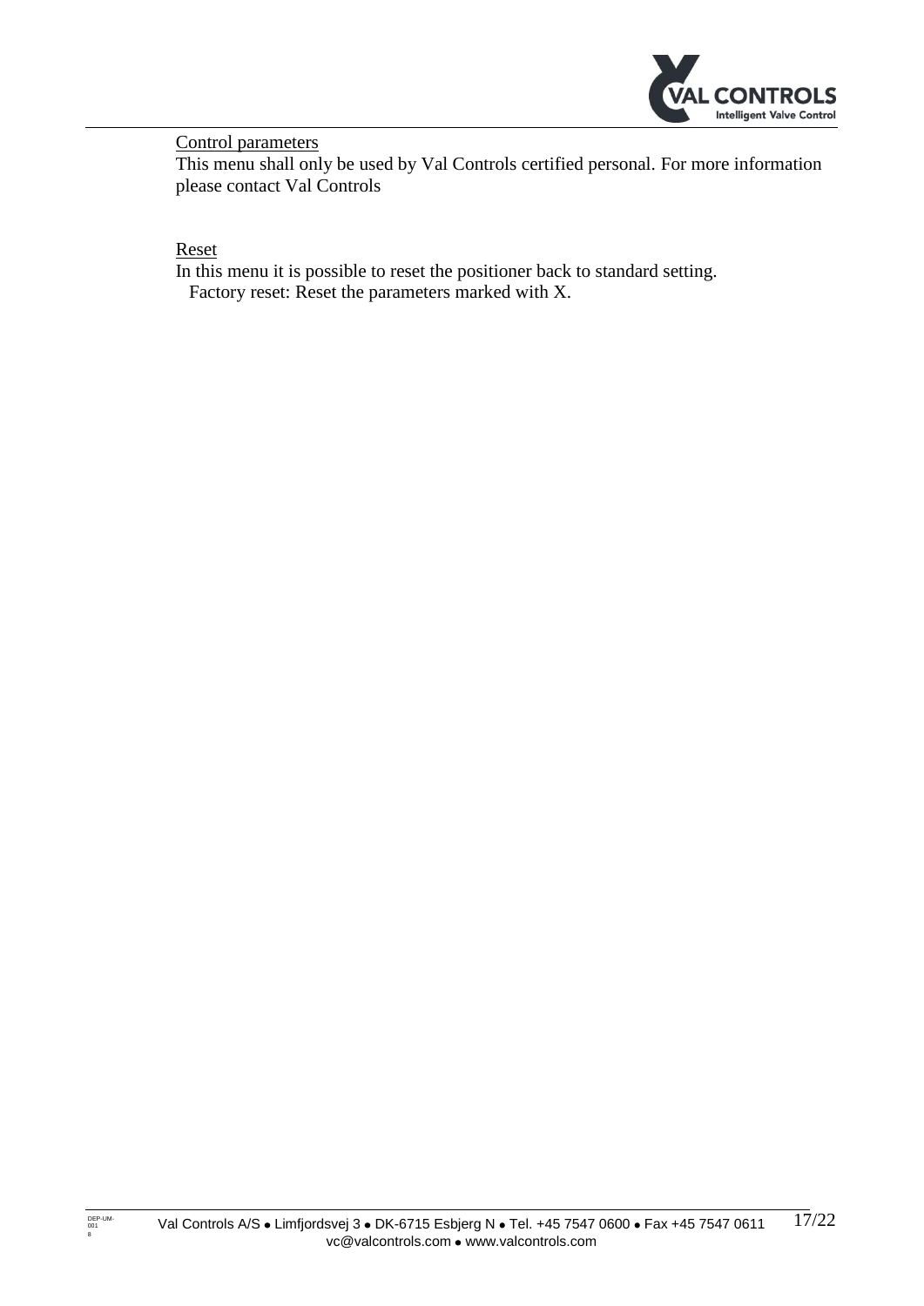Control parameters

This menu shall only be used by Val Controls certified personal. For more information please contact Val Controls

Reset

In this menu it is possible to reset the positioner back to standard setting.
Factory reset: Reset the parameters marked with X.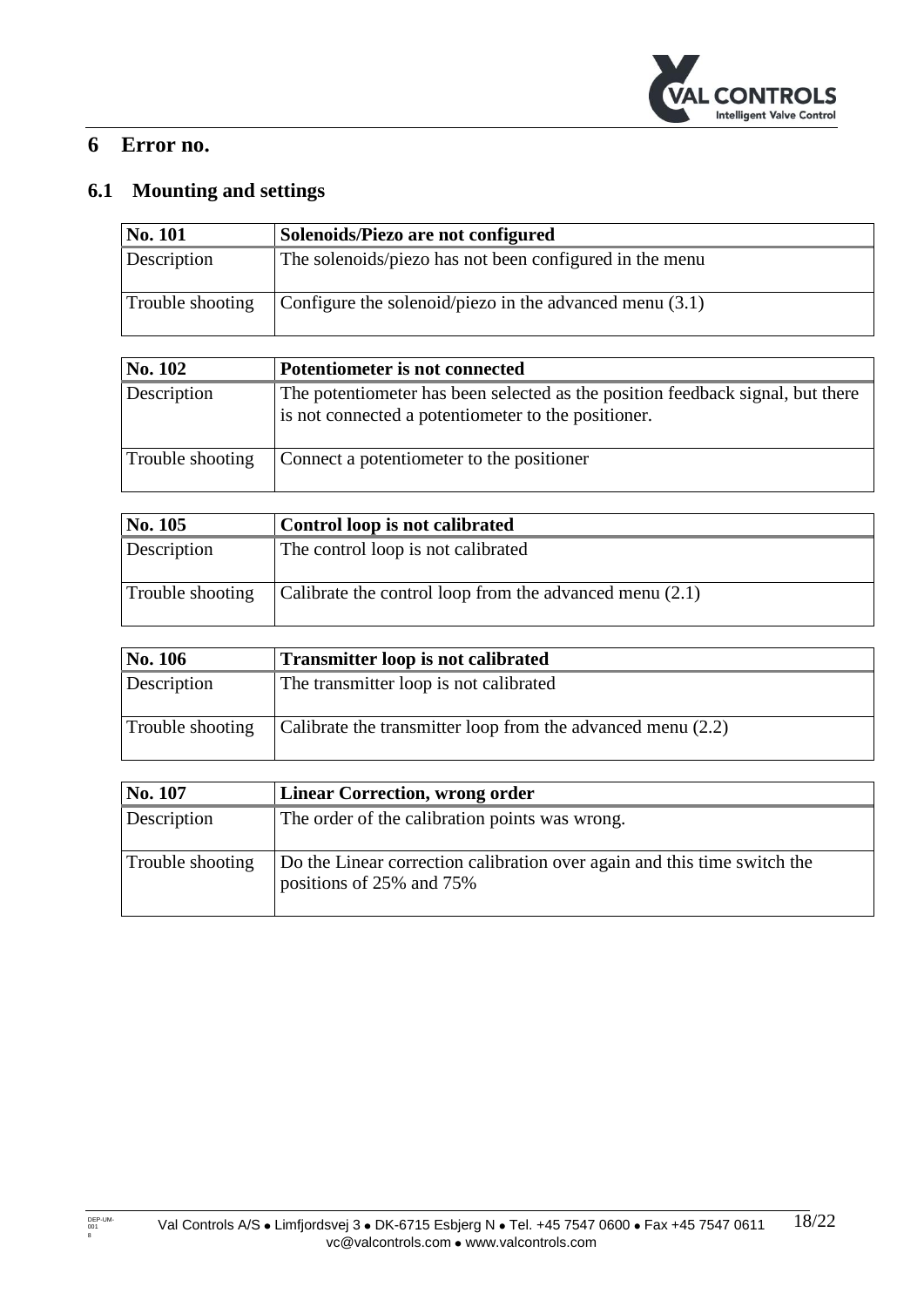# 6 Error no.

## 6.1 Mounting and settings

| No. 101 | Solenoids/Piezo are not configured |
|---|---|
| Description | The solenoids/piezo has not been configured in the menu |
| Trouble shooting | Configure the solenoid/piezo in the advanced menu (3.1) |

| No. 102 | Potentiometer is not connected |
|---|---|
| Description | The potentiometer has been selected as the position feedback signal, but there is not connected a potentiometer to the positioner. |
| Trouble shooting | Connect a potentiometer to the positioner |

| No. 105 | Control loop is not calibrated |
|---|---|
| Description | The control loop is not calibrated |
| Trouble shooting | Calibrate the control loop from the advanced menu (2.1) |

| No. 106 | Transmitter loop is not calibrated |
|---|---|
| Description | The transmitter loop is not calibrated |
| Trouble shooting | Calibrate the transmitter loop from the advanced menu (2.2) |

| No. 107 | Linear Correction, wrong order |
|---|---|
| Description | The order of the calibration points was wrong. |
| Trouble shooting | Do the Linear correction calibration over again and this time switch the positions of 25% and 75% |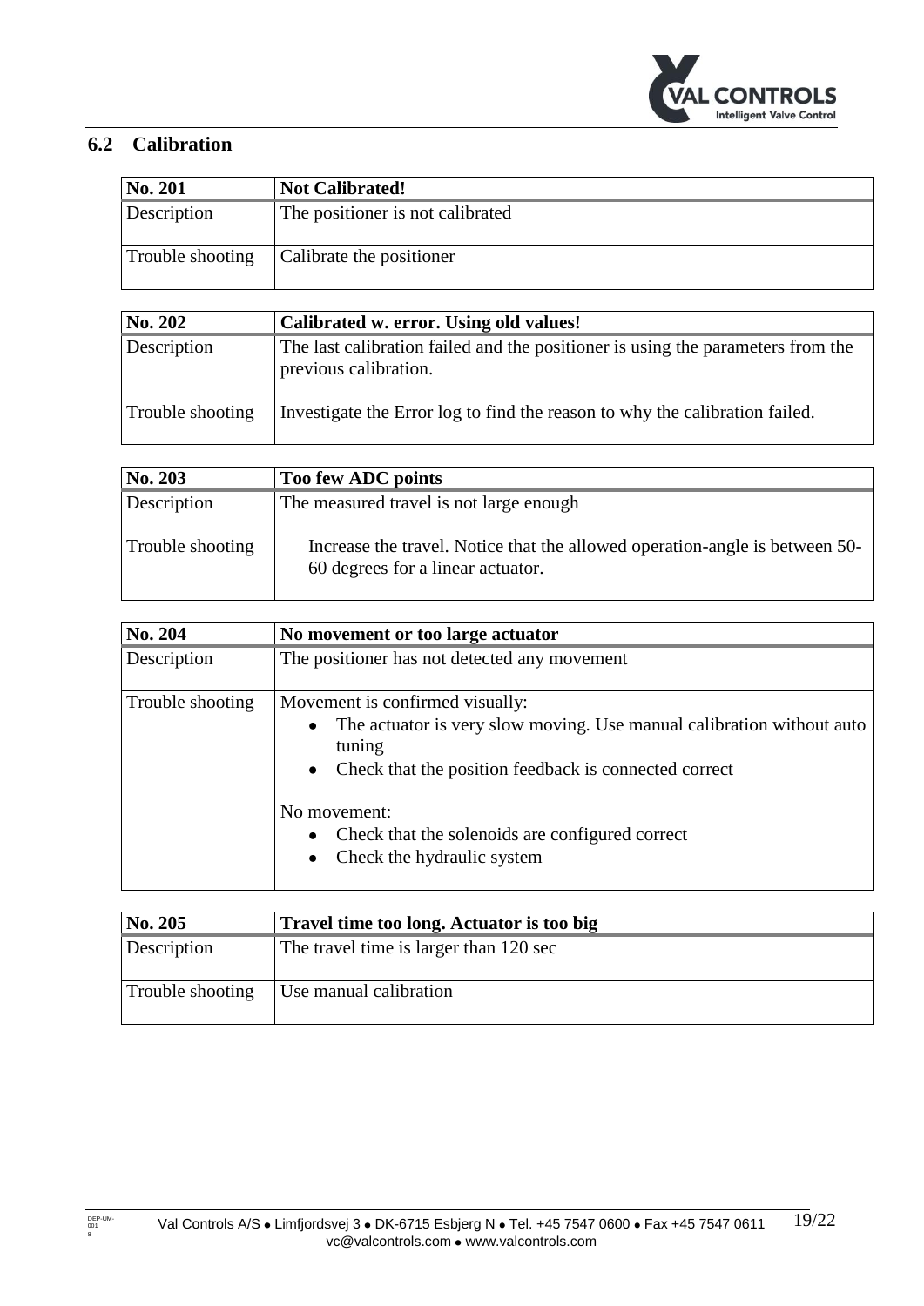## 6.2 Calibration

| No. 201 | Not Calibrated! |
|---|---|
| Description | The positioner is not calibrated |
| Trouble shooting | Calibrate the positioner |

| No. 202 | Calibrated w. error. Using old values! |
|---|---|
| Description | The last calibration failed and the positioner is using the parameters from the previous calibration. |
| Trouble shooting | Investigate the Error log to find the reason to why the calibration failed. |

| No. 203 | Too few ADC points |
|---|---|
| Description | The measured travel is not large enough |
| Trouble shooting | Increase the travel. Notice that the allowed operation-angle is between 50-60 degrees for a linear actuator. |

| No. 204 | No movement or too large actuator |
|---|---|
| Description | The positioner has not detected any movement |
| Trouble shooting | Movement is confirmed visually:<br>• The actuator is very slow moving. Use manual calibration without auto tuning<br>• Check that the position feedback is connected correct<br><br>No movement:<br>• Check that the solenoids are configured correct<br>• Check the hydraulic system |

| No. 205 | Travel time too long. Actuator is too big |
|---|---|
| Description | The travel time is larger than 120 sec |
| Trouble shooting | Use manual calibration |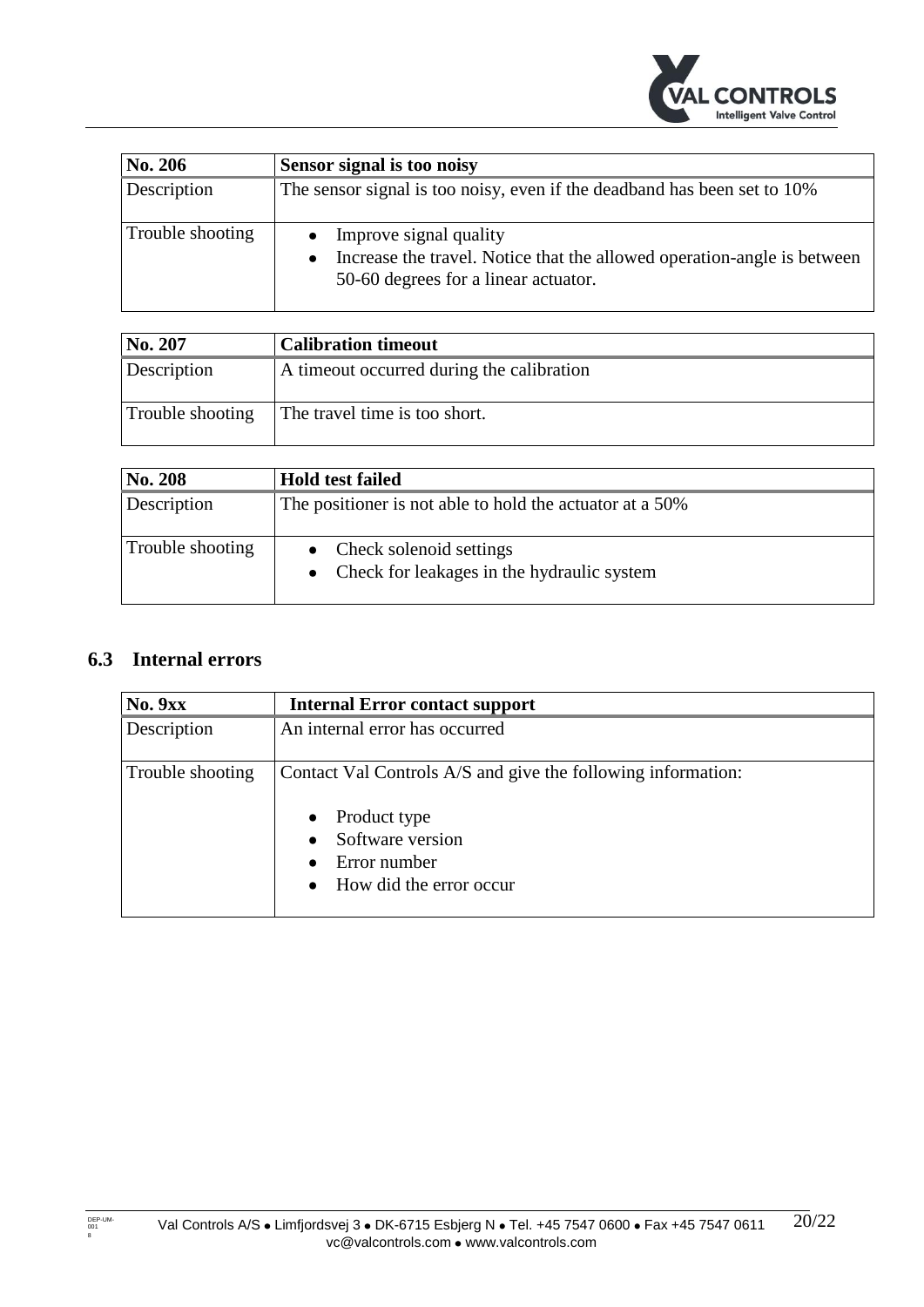| No. 206 | Sensor signal is too noisy |
| --- | --- |
| Description | The sensor signal is too noisy, even if the deadband has been set to 10% |
| Trouble shooting | • Improve signal quality<br>• Increase the travel. Notice that the allowed operation-angle is between 50-60 degrees for a linear actuator. |

| No. 207 | Calibration timeout |
| --- | --- |
| Description | A timeout occurred during the calibration |
| Trouble shooting | The travel time is too short. |

| No. 208 | Hold test failed |
| --- | --- |
| Description | The positioner is not able to hold the actuator at a 50% |
| Trouble shooting | • Check solenoid settings<br>• Check for leakages in the hydraulic system |

## 6.3 Internal errors

| No. 9xx | Internal Error contact support |
| --- | --- |
| Description | An internal error has occurred |
| Trouble shooting | Contact Val Controls A/S and give the following information:<br>• Product type<br>• Software version<br>• Error number<br>• How did the error occur |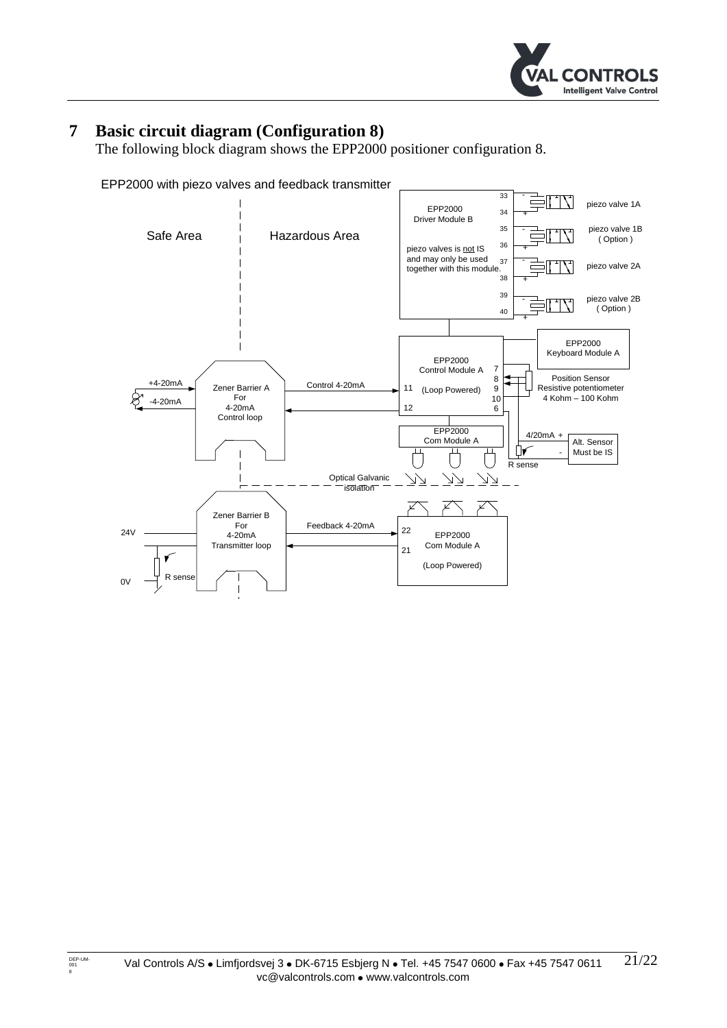# 7 Basic circuit diagram (Configuration 8)

The following block diagram shows the EPP2000 positioner configuration 8.

EPP2000 with piezo valves and feedback transmitter

Safe Area | Hazardous Area

EPP2000 Driver Module B

piezo valves is not IS and may only be used together with this module.

33 - / 34 + piezo valve 1A

35 - / 36 + piezo valve 1B ( Option )

37 - / 38 + piezo valve 2A

39 - / 40 + piezo valve 2B ( Option )

EPP2000 Keyboard Module A

EPP2000 Control Module A (Loop Powered) — terminals 7, 8, 9, 10, 6, 11, 12

Position Sensor Resistive potentiometer 4 Kohm – 100 Kohm

+4-20mA / -4-20mA — Zener Barrier A For 4-20mA Control loop — Control 4-20mA

EPP2000 Com Module A

4/20mA + / - Alt. Sensor Must be IS — R sense

Optical Galvanic isolation

24V / 0V — R sense — Zener Barrier B For 4-20mA Transmitter loop — Feedback 4-20mA

EPP2000 Com Module A (Loop Powered) — terminals 22, 21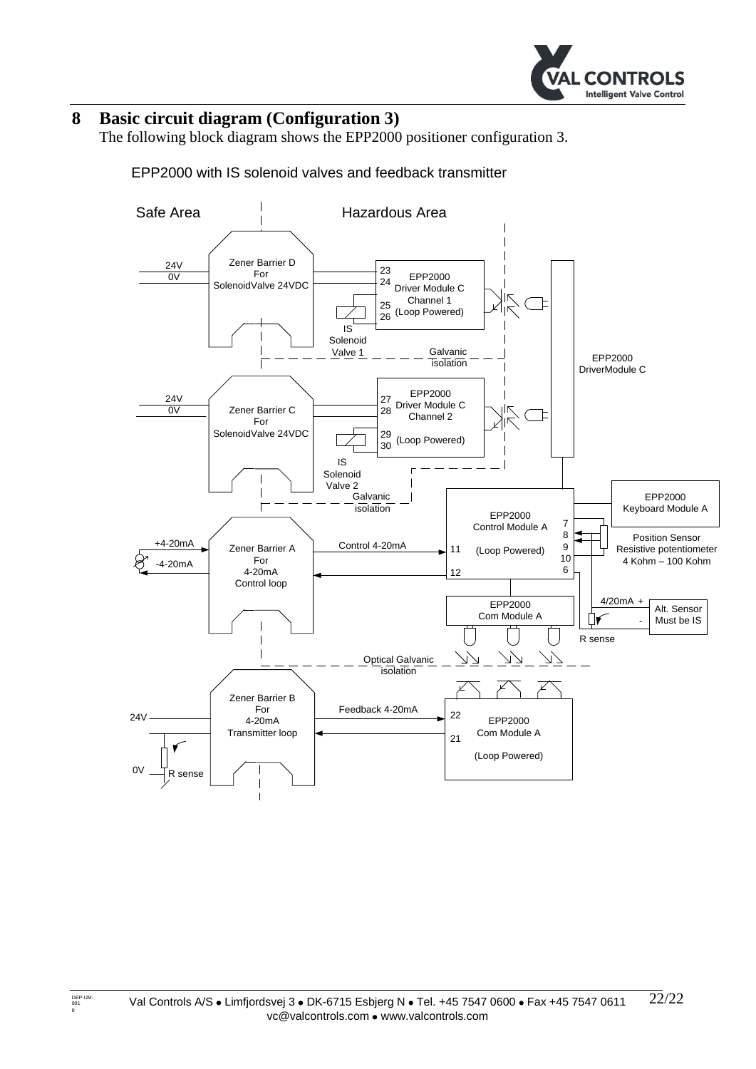# 8 Basic circuit diagram (Configuration 3)

The following block diagram shows the EPP2000 positioner configuration 3.

EPP2000 with IS solenoid valves and feedback transmitter

Safe Area

Hazardous Area

24V
0V
Zener Barrier D
For
SolenoidValve 24VDC

23
24
25
26
EPP2000
Driver Module C
Channel 1
(Loop Powered)

IS
Solenoid
Valve 1

Galvanic
isolation

EPP2000
DriverModule C

24V
0V
Zener Barrier C
For
SolenoidValve 24VDC

27
28
29
30
EPP2000
Driver Module C
Channel 2
(Loop Powered)

IS
Solenoid
Valve 2

Galvanic
isolation

EPP2000
Keyboard Module A

+4-20mA
-4-20mA
Zener Barrier A
For
4-20mA
Control loop

Control 4-20mA

EPP2000
Control Module A
(Loop Powered)
11
12
7
8
9
10
6

Position Sensor
Resistive potentiometer
4 Kohm – 100 Kohm

EPP2000
Com Module A

4/20mA +
-
Alt. Sensor
Must be IS

R sense

Optical Galvanic
isolation

24V
0V
R sense
Zener Barrier B
For
4-20mA
Transmitter loop

Feedback 4-20mA

22
21
EPP2000
Com Module A
(Loop Powered)